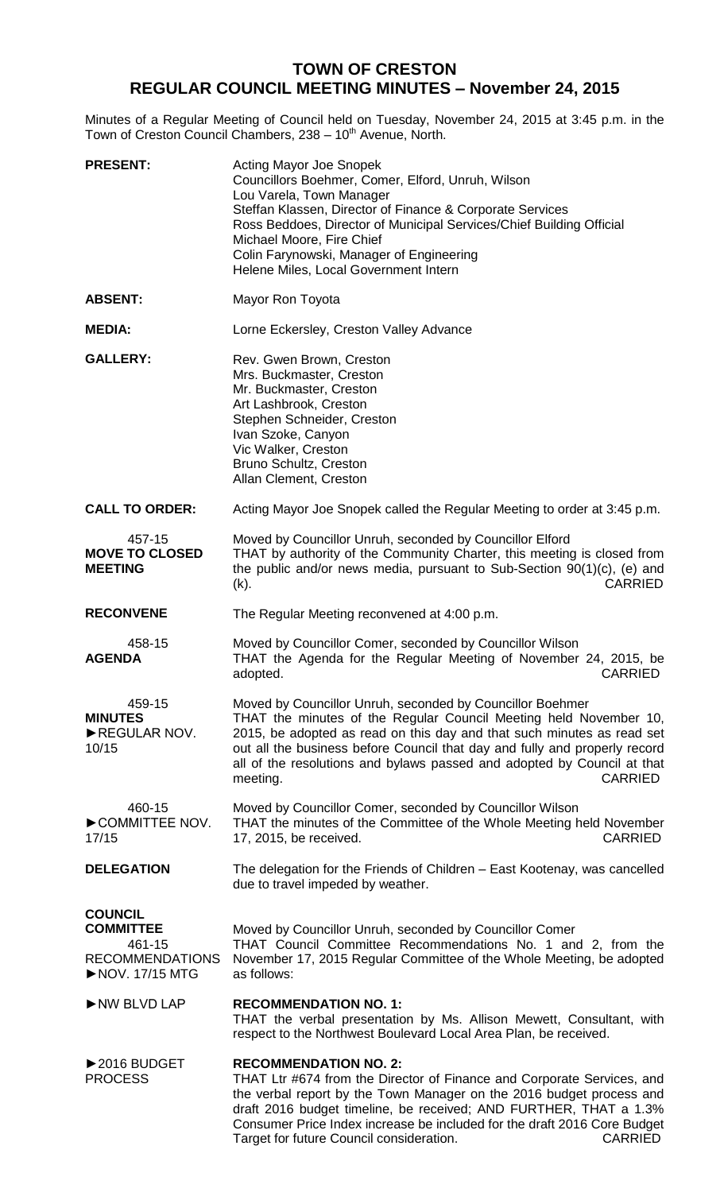# TOWN OF CRESTON
## REGULAR COUNCIL MEETING MINUTES – November 24, 2015

Minutes of a Regular Meeting of Council held on Tuesday, November 24, 2015 at 3:45 p.m. in the Town of Creston Council Chambers, 238 – 10th Avenue, North.

**PRESENT:**
Acting Mayor Joe Snopek
Councillors Boehmer, Comer, Elford, Unruh, Wilson
Lou Varela, Town Manager
Steffan Klassen, Director of Finance & Corporate Services
Ross Beddoes, Director of Municipal Services/Chief Building Official
Michael Moore, Fire Chief
Colin Farynowski, Manager of Engineering
Helene Miles, Local Government Intern

**ABSENT:** Mayor Ron Toyota

**MEDIA:** Lorne Eckersley, Creston Valley Advance

**GALLERY:**
Rev. Gwen Brown, Creston
Mrs. Buckmaster, Creston
Mr. Buckmaster, Creston
Art Lashbrook, Creston
Stephen Schneider, Creston
Ivan Szoke, Canyon
Vic Walker, Creston
Bruno Schultz, Creston
Allan Clement, Creston

**CALL TO ORDER:** Acting Mayor Joe Snopek called the Regular Meeting to order at 3:45 p.m.

457-15
**MOVE TO CLOSED MEETING**

Moved by Councillor Unruh, seconded by Councillor Elford
THAT by authority of the Community Charter, this meeting is closed from the public and/or news media, pursuant to Sub-Section 90(1)(c), (e) and (k). CARRIED

**RECONVENE** The Regular Meeting reconvened at 4:00 p.m.

458-15
**AGENDA**

Moved by Councillor Comer, seconded by Councillor Wilson
THAT the Agenda for the Regular Meeting of November 24, 2015, be adopted. CARRIED

459-15
**MINUTES**
►REGULAR NOV. 10/15

Moved by Councillor Unruh, seconded by Councillor Boehmer
THAT the minutes of the Regular Council Meeting held November 10, 2015, be adopted as read on this day and that such minutes as read set out all the business before Council that day and fully and properly record all of the resolutions and bylaws passed and adopted by Council at that meeting. CARRIED

460-15
►COMMITTEE NOV. 17/15

Moved by Councillor Comer, seconded by Councillor Wilson
THAT the minutes of the Committee of the Whole Meeting held November 17, 2015, be received. CARRIED

**DELEGATION** The delegation for the Friends of Children – East Kootenay, was cancelled due to travel impeded by weather.

**COUNCIL COMMITTEE**
461-15
RECOMMENDATIONS
►NOV. 17/15 MTG

Moved by Councillor Unruh, seconded by Councillor Comer
THAT Council Committee Recommendations No. 1 and 2, from the November 17, 2015 Regular Committee of the Whole Meeting, be adopted as follows:

►NW BLVD LAP

**RECOMMENDATION NO. 1:**
THAT the verbal presentation by Ms. Allison Mewett, Consultant, with respect to the Northwest Boulevard Local Area Plan, be received.

►2016 BUDGET PROCESS

**RECOMMENDATION NO. 2:**
THAT Ltr #674 from the Director of Finance and Corporate Services, and the verbal report by the Town Manager on the 2016 budget process and draft 2016 budget timeline, be received; AND FURTHER, THAT a 1.3% Consumer Price Index increase be included for the draft 2016 Core Budget Target for future Council consideration. CARRIED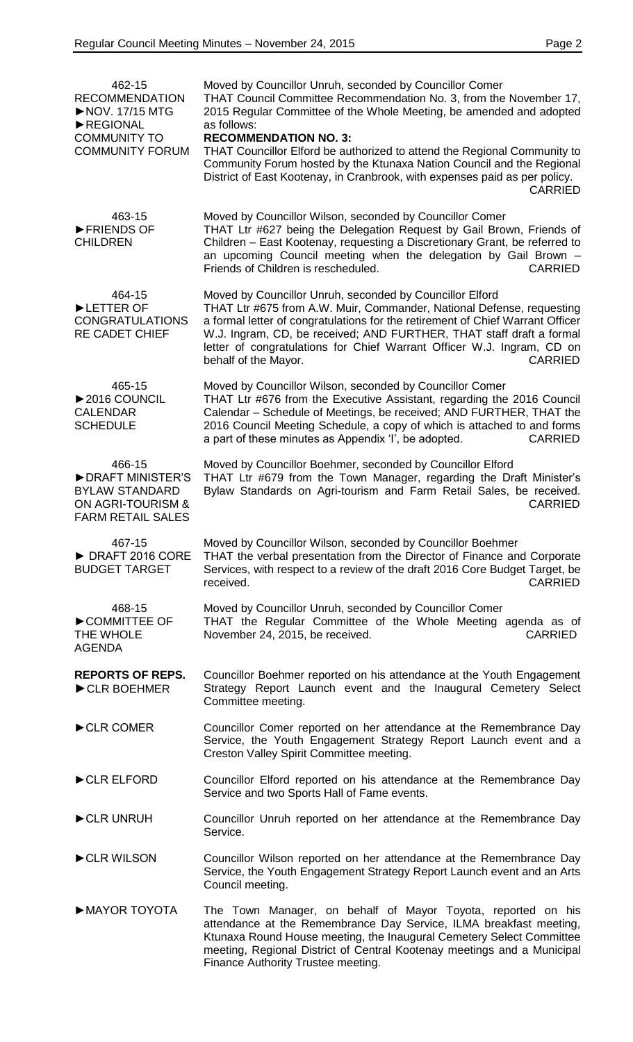**462-15**
►RECOMMENDATION ►NOV. 17/15 MTG ►REGIONAL COMMUNITY TO COMMUNITY FORUM

Moved by Councillor Unruh, seconded by Councillor Comer
THAT Council Committee Recommendation No. 3, from the November 17, 2015 Regular Committee of the Whole Meeting, be amended and adopted as follows:

**RECOMMENDATION NO. 3:**
THAT Councillor Elford be authorized to attend the Regional Community to Community Forum hosted by the Ktunaxa Nation Council and the Regional District of East Kootenay, in Cranbrook, with expenses paid as per policy.
CARRIED

**463-15**
►FRIENDS OF CHILDREN

Moved by Councillor Wilson, seconded by Councillor Comer
THAT Ltr #627 being the Delegation Request by Gail Brown, Friends of Children – East Kootenay, requesting a Discretionary Grant, be referred to an upcoming Council meeting when the delegation by Gail Brown – Friends of Children is rescheduled.
CARRIED

**464-15**
►LETTER OF CONGRATULATIONS RE CADET CHIEF

Moved by Councillor Unruh, seconded by Councillor Elford
THAT Ltr #675 from A.W. Muir, Commander, National Defense, requesting a formal letter of congratulations for the retirement of Chief Warrant Officer W.J. Ingram, CD, be received; AND FURTHER, THAT staff draft a formal letter of congratulations for Chief Warrant Officer W.J. Ingram, CD on behalf of the Mayor.
CARRIED

**465-15**
►2016 COUNCIL CALENDAR SCHEDULE

Moved by Councillor Wilson, seconded by Councillor Comer
THAT Ltr #676 from the Executive Assistant, regarding the 2016 Council Calendar – Schedule of Meetings, be received; AND FURTHER, THAT the 2016 Council Meeting Schedule, a copy of which is attached to and forms a part of these minutes as Appendix 'I', be adopted.
CARRIED

**466-15**
►DRAFT MINISTER'S BYLAW STANDARD ON AGRI-TOURISM & FARM RETAIL SALES

Moved by Councillor Boehmer, seconded by Councillor Elford
THAT Ltr #679 from the Town Manager, regarding the Draft Minister's Bylaw Standards on Agri-tourism and Farm Retail Sales, be received.
CARRIED

**467-15**
► DRAFT 2016 CORE BUDGET TARGET

Moved by Councillor Wilson, seconded by Councillor Boehmer
THAT the verbal presentation from the Director of Finance and Corporate Services, with respect to a review of the draft 2016 Core Budget Target, be received.
CARRIED

**468-15**
►COMMITTEE OF THE WHOLE AGENDA

Moved by Councillor Unruh, seconded by Councillor Comer
THAT the Regular Committee of the Whole Meeting agenda as of November 24, 2015, be received.
CARRIED

**REPORTS OF REPS.**

►CLR BOEHMER

Councillor Boehmer reported on his attendance at the Youth Engagement Strategy Report Launch event and the Inaugural Cemetery Select Committee meeting.

►CLR COMER

Councillor Comer reported on her attendance at the Remembrance Day Service, the Youth Engagement Strategy Report Launch event and a Creston Valley Spirit Committee meeting.

►CLR ELFORD

Councillor Elford reported on his attendance at the Remembrance Day Service and two Sports Hall of Fame events.

►CLR UNRUH

Councillor Unruh reported on her attendance at the Remembrance Day Service.

►CLR WILSON

Councillor Wilson reported on her attendance at the Remembrance Day Service, the Youth Engagement Strategy Report Launch event and an Arts Council meeting.

►MAYOR TOYOTA

The Town Manager, on behalf of Mayor Toyota, reported on his attendance at the Remembrance Day Service, ILMA breakfast meeting, Ktunaxa Round House meeting, the Inaugural Cemetery Select Committee meeting, Regional District of Central Kootenay meetings and a Municipal Finance Authority Trustee meeting.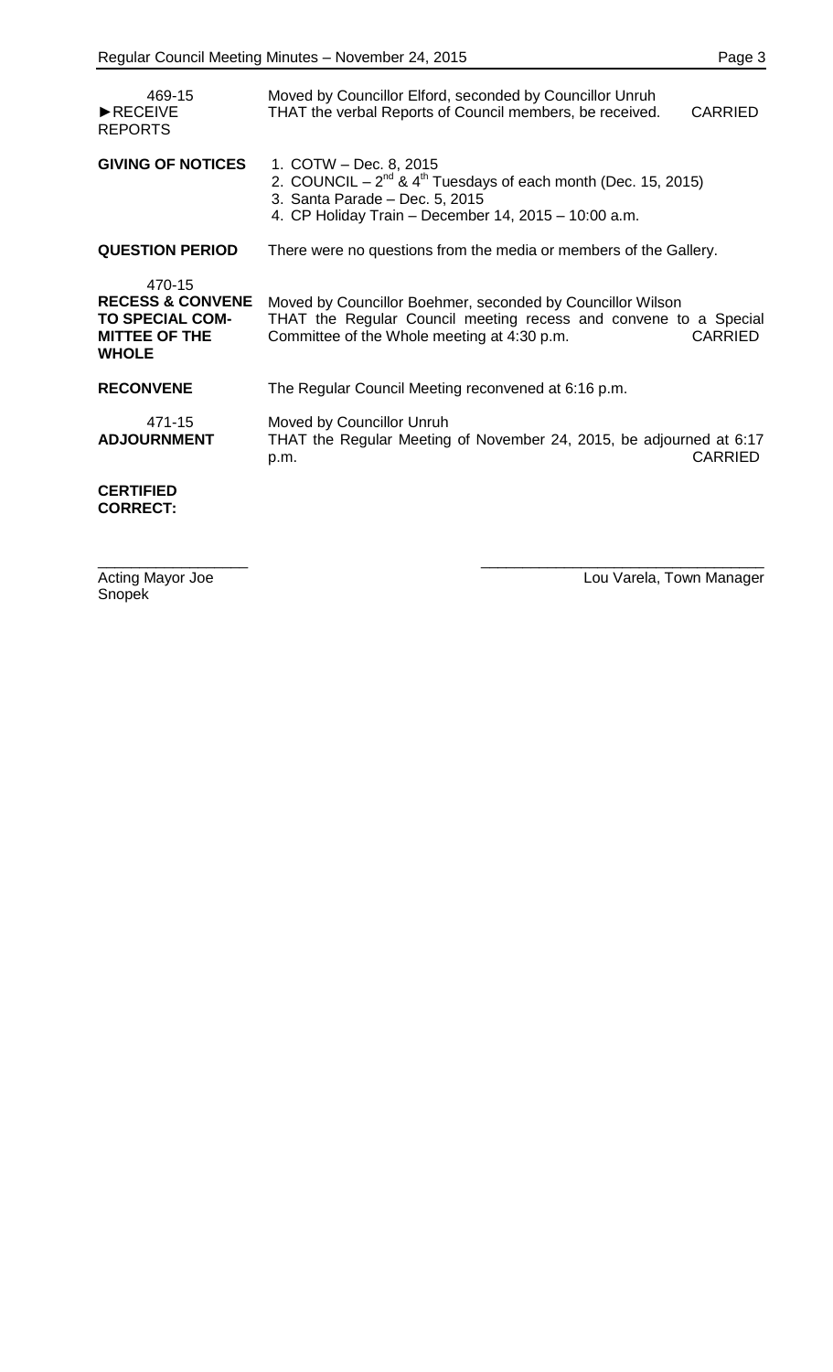| | |
|---|---|
| 469-15<br>►RECEIVE REPORTS | Moved by Councillor Elford, seconded by Councillor Unruh<br>THAT the verbal Reports of Council members, be received. CARRIED |
| **GIVING OF NOTICES** | 1. COTW – Dec. 8, 2015<br>2. COUNCIL – 2nd & 4th Tuesdays of each month (Dec. 15, 2015)<br>3. Santa Parade – Dec. 5, 2015<br>4. CP Holiday Train – December 14, 2015 – 10:00 a.m. |
| **QUESTION PERIOD** | There were no questions from the media or members of the Gallery. |
| 470-15<br>**RECESS & CONVENE TO SPECIAL COM-MITTEE OF THE WHOLE** | Moved by Councillor Boehmer, seconded by Councillor Wilson<br>THAT the Regular Council meeting recess and convene to a Special Committee of the Whole meeting at 4:30 p.m. CARRIED |
| **RECONVENE** | The Regular Council Meeting reconvened at 6:16 p.m. |
| 471-15<br>**ADJOURNMENT** | Moved by Councillor Unruh<br>THAT the Regular Meeting of November 24, 2015, be adjourned at 6:17 p.m. CARRIED |

**CERTIFIED CORRECT:**

\_\_\_\_\_\_\_\_\_\_\_\_\_\_\_\_\_\_
Acting Mayor Joe Snopek

\_\_\_\_\_\_\_\_\_\_\_\_\_\_\_\_\_\_
Lou Varela, Town Manager